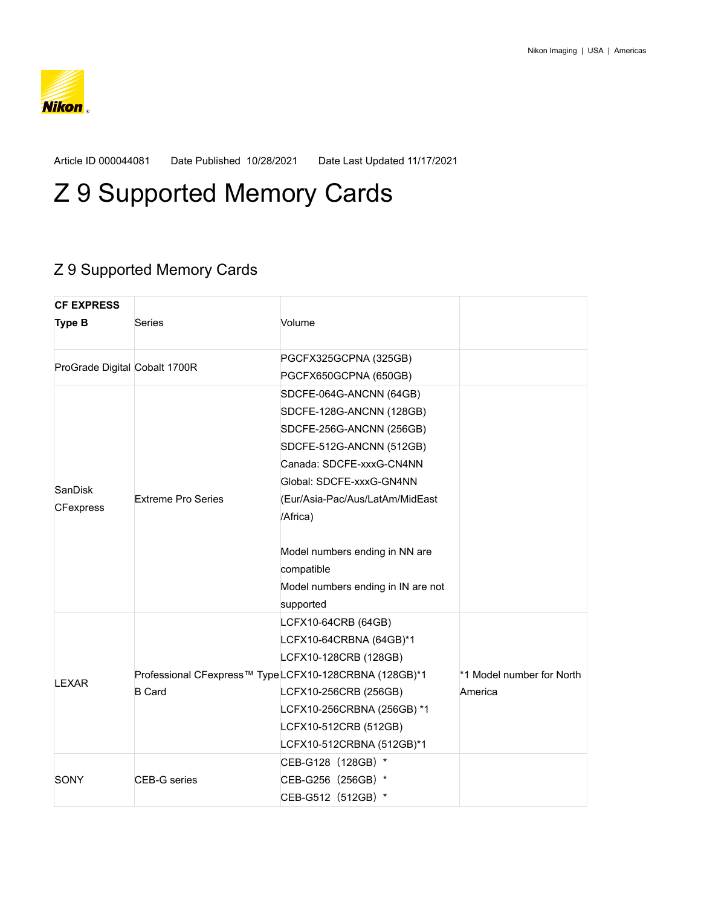Article ID 000044081 Date Published 10/28/2021 Date Last Updated 11/17/2021

# Z 9 Supported Memory Cards

## Z 9 Supported Memory Cards

| **CF EXPRESS Type B** | Series | Volume | |
|---|---|---|---|
| ProGrade Digital | Cobalt 1700R | PGCFX325GCPNA (325GB)<br>PGCFX650GCPNA (650GB) | |
| SanDisk CFexpress | Extreme Pro Series | SDCFE-064G-ANCNN (64GB)<br>SDCFE-128G-ANCNN (128GB)<br>SDCFE-256G-ANCNN (256GB)<br>SDCFE-512G-ANCNN (512GB)<br>Canada: SDCFE-xxxG-CN4NN<br>Global: SDCFE-xxxG-GN4NN (Eur/Asia-Pac/Aus/LatAm/MidEast /Africa)<br><br>Model numbers ending in NN are compatible<br>Model numbers ending in IN are not supported | |
| LEXAR | Professional CFexpress™ Type B Card | LCFX10-64CRB (64GB)<br>LCFX10-64CRBNA (64GB)*1<br>LCFX10-128CRB (128GB)<br>LCFX10-128CRBNA (128GB)*1<br>LCFX10-256CRB (256GB)<br>LCFX10-256CRBNA (256GB) *1<br>LCFX10-512CRB (512GB)<br>LCFX10-512CRBNA (512GB)*1 | *1 Model number for North America |
| SONY | CEB-G series | CEB-G128（128GB） *<br>CEB-G256（256GB） *<br>CEB-G512（512GB） * | |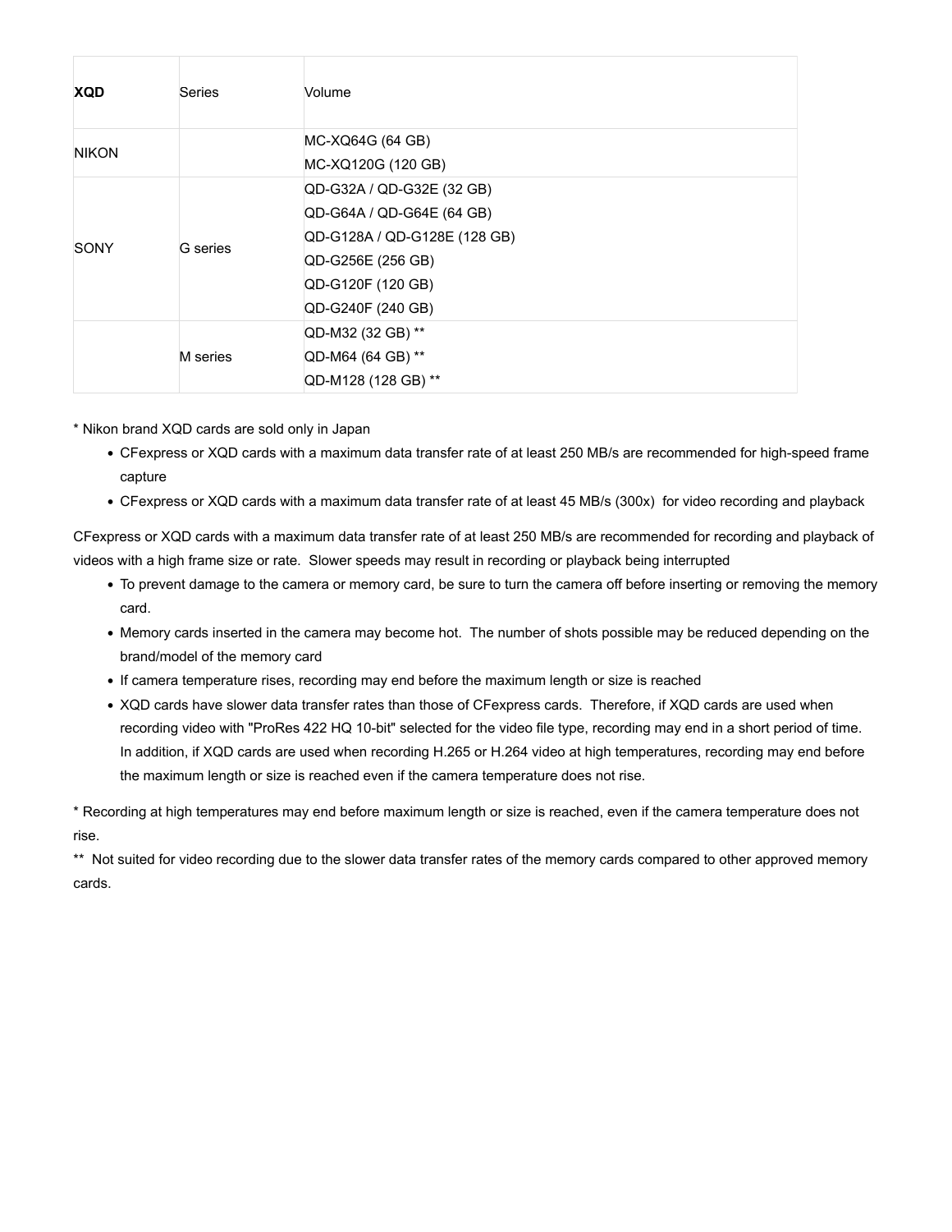| **XQD** | Series | Volume |
|---|---|---|
| NIKON | | MC-XQ64G (64 GB)<br>MC-XQ120G (120 GB) |
| SONY | G series | QD-G32A / QD-G32E (32 GB)<br>QD-G64A / QD-G64E (64 GB)<br>QD-G128A / QD-G128E (128 GB)<br>QD-G256E (256 GB)<br>QD-G120F (120 GB)<br>QD-G240F (240 GB) |
| | M series | QD-M32 (32 GB) **<br>QD-M64 (64 GB) **<br>QD-M128 (128 GB) ** |

* Nikon brand XQD cards are sold only in Japan

- CFexpress or XQD cards with a maximum data transfer rate of at least 250 MB/s are recommended for high-speed frame capture
- CFexpress or XQD cards with a maximum data transfer rate of at least 45 MB/s (300x) for video recording and playback

CFexpress or XQD cards with a maximum data transfer rate of at least 250 MB/s are recommended for recording and playback of videos with a high frame size or rate. Slower speeds may result in recording or playback being interrupted

- To prevent damage to the camera or memory card, be sure to turn the camera off before inserting or removing the memory card.
- Memory cards inserted in the camera may become hot. The number of shots possible may be reduced depending on the brand/model of the memory card
- If camera temperature rises, recording may end before the maximum length or size is reached
- XQD cards have slower data transfer rates than those of CFexpress cards. Therefore, if XQD cards are used when recording video with "ProRes 422 HQ 10-bit" selected for the video file type, recording may end in a short period of time. In addition, if XQD cards are used when recording H.265 or H.264 video at high temperatures, recording may end before the maximum length or size is reached even if the camera temperature does not rise.

* Recording at high temperatures may end before maximum length or size is reached, even if the camera temperature does not rise.

** Not suited for video recording due to the slower data transfer rates of the memory cards compared to other approved memory cards.